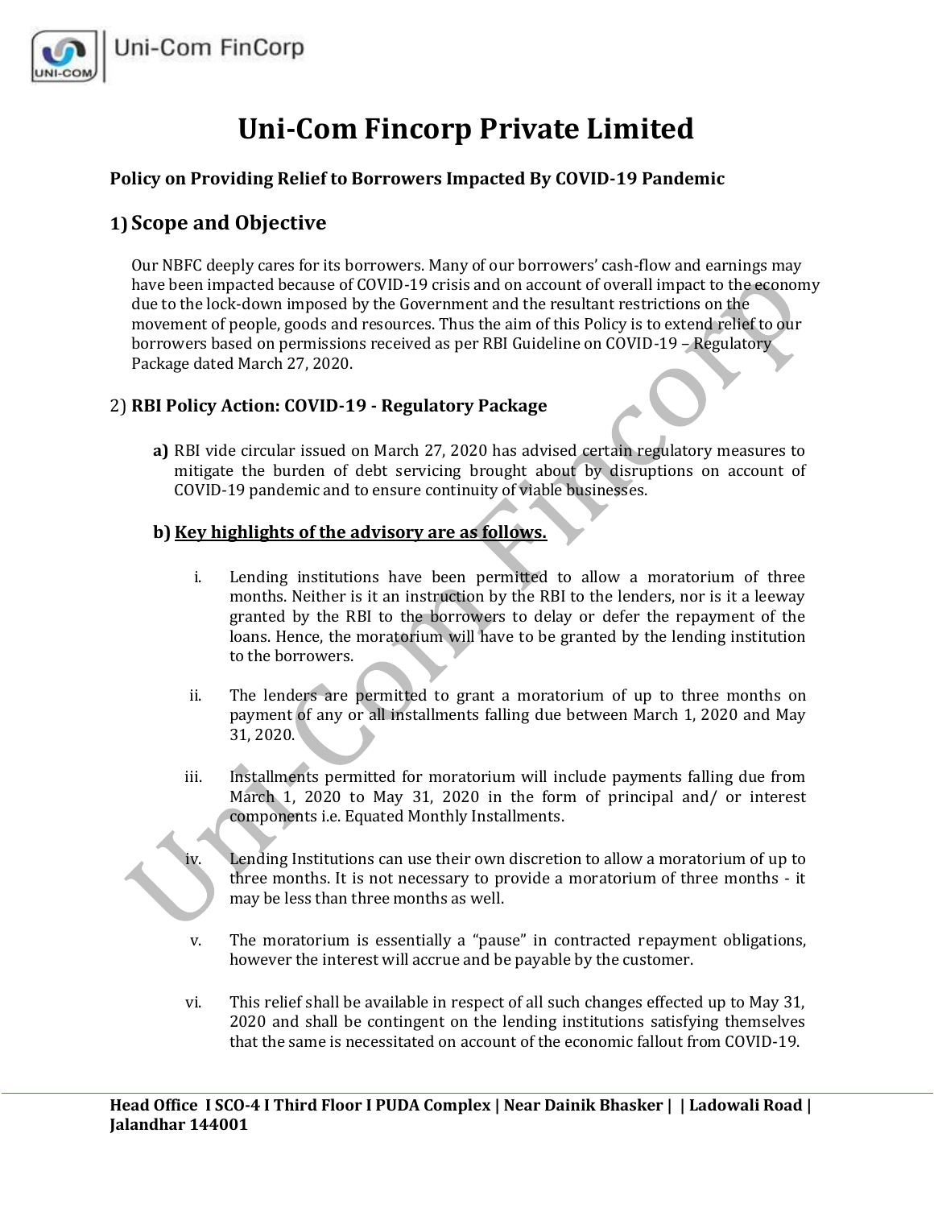# Uni-Com Fincorp Private Limited

**Policy on Providing Relief to Borrowers Impacted By COVID-19 Pandemic**

## 1) Scope and Objective

Our NBFC deeply cares for its borrowers. Many of our borrowers' cash-flow and earnings may have been impacted because of COVID-19 crisis and on account of overall impact to the economy due to the lock-down imposed by the Government and the resultant restrictions on the movement of people, goods and resources. Thus the aim of this Policy is to extend relief to our borrowers based on permissions received as per RBI Guideline on COVID-19 – Regulatory Package dated March 27, 2020.

## 2) RBI Policy Action: COVID-19 - Regulatory Package

**a)** RBI vide circular issued on March 27, 2020 has advised certain regulatory measures to mitigate the burden of debt servicing brought about by disruptions on account of COVID-19 pandemic and to ensure continuity of viable businesses.

**b) Key highlights of the advisory are as follows.**

i. Lending institutions have been permitted to allow a moratorium of three months. Neither is it an instruction by the RBI to the lenders, nor is it a leeway granted by the RBI to the borrowers to delay or defer the repayment of the loans. Hence, the moratorium will have to be granted by the lending institution to the borrowers.

ii. The lenders are permitted to grant a moratorium of up to three months on payment of any or all installments falling due between March 1, 2020 and May 31, 2020.

iii. Installments permitted for moratorium will include payments falling due from March 1, 2020 to May 31, 2020 in the form of principal and/ or interest components i.e. Equated Monthly Installments.

iv. Lending Institutions can use their own discretion to allow a moratorium of up to three months. It is not necessary to provide a moratorium of three months - it may be less than three months as well.

v. The moratorium is essentially a "pause" in contracted repayment obligations, however the interest will accrue and be payable by the customer.

vi. This relief shall be available in respect of all such changes effected up to May 31, 2020 and shall be contingent on the lending institutions satisfying themselves that the same is necessitated on account of the economic fallout from COVID-19.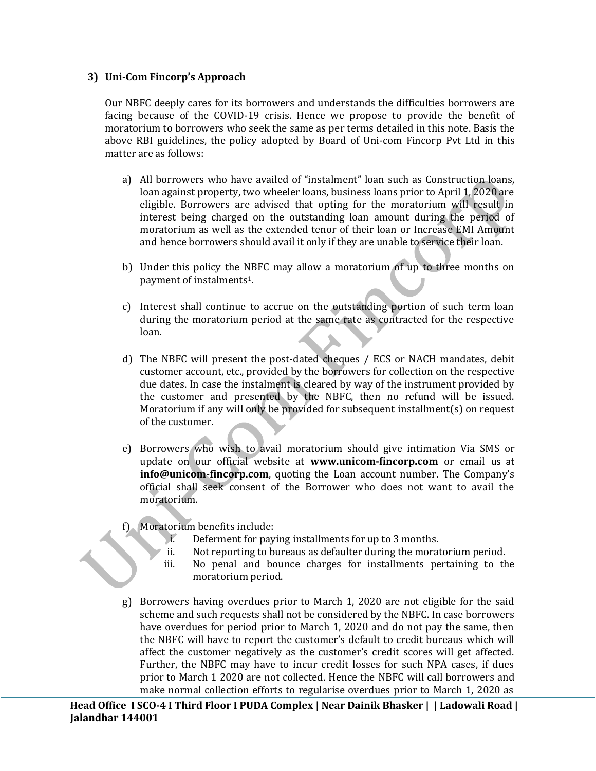### 3) Uni-Com Fincorp's Approach

Our NBFC deeply cares for its borrowers and understands the difficulties borrowers are facing because of the COVID-19 crisis. Hence we propose to provide the benefit of moratorium to borrowers who seek the same as per terms detailed in this note. Basis the above RBI guidelines, the policy adopted by Board of Uni-com Fincorp Pvt Ltd in this matter are as follows:

a) All borrowers who have availed of "instalment" loan such as Construction loans, loan against property, two wheeler loans, business loans prior to April 1, 2020 are eligible. Borrowers are advised that opting for the moratorium will result in interest being charged on the outstanding loan amount during the period of moratorium as well as the extended tenor of their loan or Increase EMI Amount and hence borrowers should avail it only if they are unable to service their loan.

b) Under this policy the NBFC may allow a moratorium of up to three months on payment of instalments[1].

c) Interest shall continue to accrue on the outstanding portion of such term loan during the moratorium period at the same rate as contracted for the respective loan.

d) The NBFC will present the post-dated cheques / ECS or NACH mandates, debit customer account, etc., provided by the borrowers for collection on the respective due dates. In case the instalment is cleared by way of the instrument provided by the customer and presented by the NBFC, then no refund will be issued. Moratorium if any will only be provided for subsequent installment(s) on request of the customer.

e) Borrowers who wish to avail moratorium should give intimation Via SMS or update on our official website at **www.unicom-fincorp.com** or email us at **info@unicom-fincorp.com**, quoting the Loan account number. The Company's official shall seek consent of the Borrower who does not want to avail the moratorium.

f) Moratorium benefits include:
   i. Deferment for paying installments for up to 3 months.
   ii. Not reporting to bureaus as defaulter during the moratorium period.
   iii. No penal and bounce charges for installments pertaining to the moratorium period.

g) Borrowers having overdues prior to March 1, 2020 are not eligible for the said scheme and such requests shall not be considered by the NBFC. In case borrowers have overdues for period prior to March 1, 2020 and do not pay the same, then the NBFC will have to report the customer's default to credit bureaus which will affect the customer negatively as the customer's credit scores will get affected. Further, the NBFC may have to incur credit losses for such NPA cases, if dues prior to March 1 2020 are not collected. Hence the NBFC will call borrowers and make normal collection efforts to regularise overdues prior to March 1, 2020 as

**Head Office I SCO-4 I Third Floor I PUDA Complex | Near Dainik Bhasker | | Ladowali Road | Jalandhar 144001**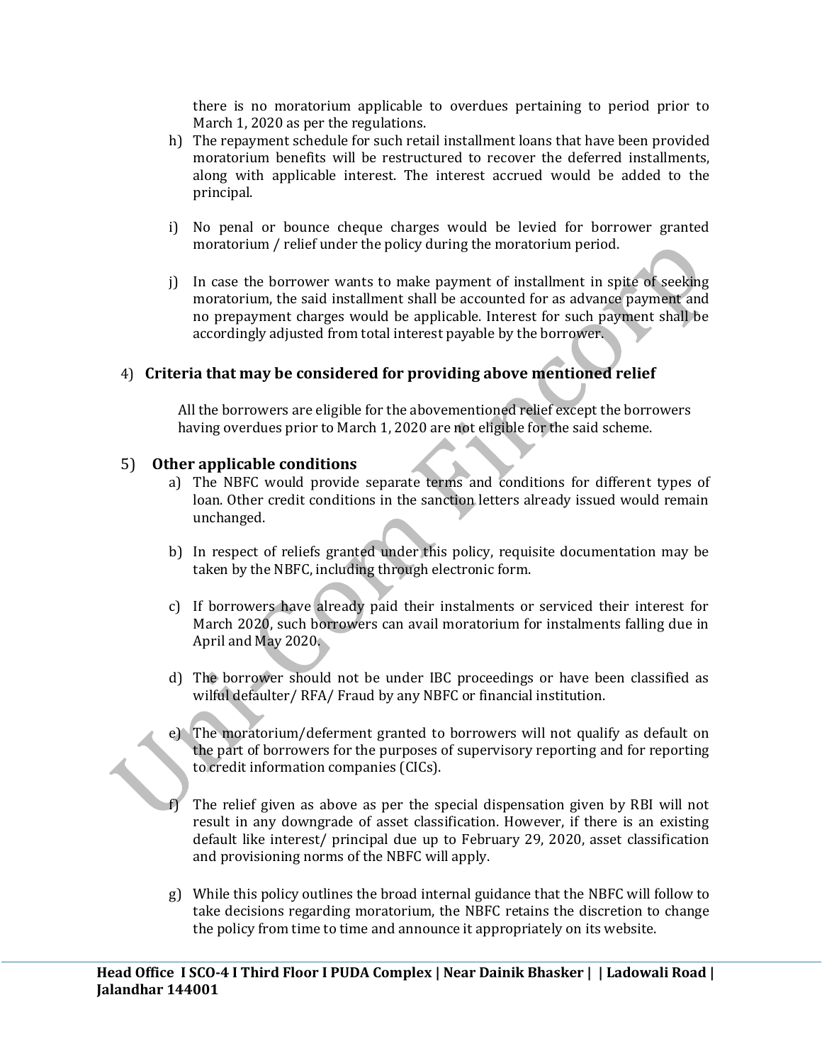there is no moratorium applicable to overdues pertaining to period prior to March 1, 2020 as per the regulations.

h) The repayment schedule for such retail installment loans that have been provided moratorium benefits will be restructured to recover the deferred installments, along with applicable interest. The interest accrued would be added to the principal.

i) No penal or bounce cheque charges would be levied for borrower granted moratorium / relief under the policy during the moratorium period.

j) In case the borrower wants to make payment of installment in spite of seeking moratorium, the said installment shall be accounted for as advance payment and no prepayment charges would be applicable. Interest for such payment shall be accordingly adjusted from total interest payable by the borrower.

## 4) Criteria that may be considered for providing above mentioned relief

All the borrowers are eligible for the abovementioned relief except the borrowers having overdues prior to March 1, 2020 are not eligible for the said scheme.

## 5) Other applicable conditions

a) The NBFC would provide separate terms and conditions for different types of loan. Other credit conditions in the sanction letters already issued would remain unchanged.

b) In respect of reliefs granted under this policy, requisite documentation may be taken by the NBFC, including through electronic form.

c) If borrowers have already paid their instalments or serviced their interest for March 2020, such borrowers can avail moratorium for instalments falling due in April and May 2020.

d) The borrower should not be under IBC proceedings or have been classified as wilful defaulter/ RFA/ Fraud by any NBFC or financial institution.

e) The moratorium/deferment granted to borrowers will not qualify as default on the part of borrowers for the purposes of supervisory reporting and for reporting to credit information companies (CICs).

f) The relief given as above as per the special dispensation given by RBI will not result in any downgrade of asset classification. However, if there is an existing default like interest/ principal due up to February 29, 2020, asset classification and provisioning norms of the NBFC will apply.

g) While this policy outlines the broad internal guidance that the NBFC will follow to take decisions regarding moratorium, the NBFC retains the discretion to change the policy from time to time and announce it appropriately on its website.

**Head Office I SCO-4 I Third Floor I PUDA Complex | Near Dainik Bhasker | | Ladowali Road | Jalandhar 144001**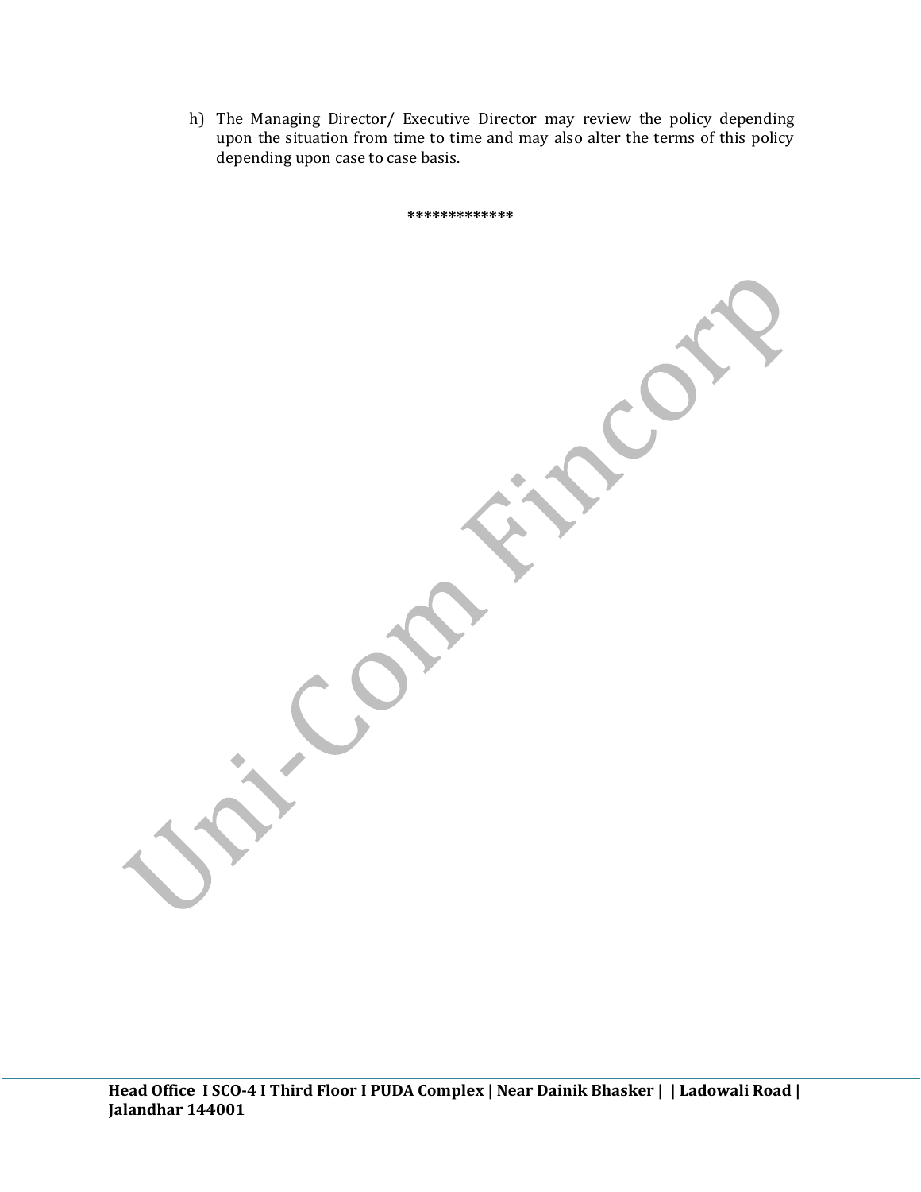h) The Managing Director/ Executive Director may review the policy depending upon the situation from time to time and may also alter the terms of this policy depending upon case to case basis.

*************